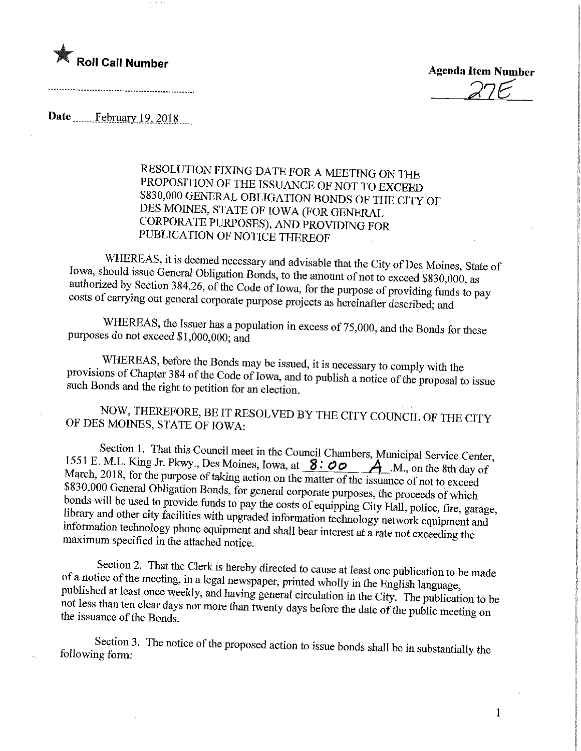★ **Roll Call Number**

..........................................................

**Agenda Item Number**

27E

**Date** February 19, 2018

RESOLUTION FIXING DATE FOR A MEETING ON THE PROPOSITION OF THE ISSUANCE OF NOT TO EXCEED $830,000 GENERAL OBLIGATION BONDS OF THE CITY OF DES MOINES, STATE OF IOWA (FOR GENERAL CORPORATE PURPOSES), AND PROVIDING FOR PUBLICATION OF NOTICE THEREOF

WHEREAS, it is deemed necessary and advisable that the City of Des Moines, State of Iowa, should issue General Obligation Bonds, to the amount of not to exceed $830,000, as authorized by Section 384.26, of the Code of Iowa, for the purpose of providing funds to pay costs of carrying out general corporate purpose projects as hereinafter described; and

WHEREAS, the Issuer has a population in excess of 75,000, and the Bonds for these purposes do not exceed $1,000,000; and

WHEREAS, before the Bonds may be issued, it is necessary to comply with the provisions of Chapter 384 of the Code of Iowa, and to publish a notice of the proposal to issue such Bonds and the right to petition for an election.

NOW, THEREFORE, BE IT RESOLVED BY THE CITY COUNCIL OF THE CITY OF DES MOINES, STATE OF IOWA:

Section 1. That this Council meet in the Council Chambers, Municipal Service Center, 1551 E. M.L. King Jr. Pkwy., Des Moines, Iowa, at 8:00 A.M., on the 8th day of March, 2018, for the purpose of taking action on the matter of the issuance of not to exceed $830,000 General Obligation Bonds, for general corporate purposes, the proceeds of which bonds will be used to provide funds to pay the costs of equipping City Hall, police, fire, garage, library and other city facilities with upgraded information technology network equipment and information technology phone equipment and shall bear interest at a rate not exceeding the maximum specified in the attached notice.

Section 2. That the Clerk is hereby directed to cause at least one publication to be made of a notice of the meeting, in a legal newspaper, printed wholly in the English language, published at least once weekly, and having general circulation in the City. The publication to be not less than ten clear days nor more than twenty days before the date of the public meeting on the issuance of the Bonds.

Section 3. The notice of the proposed action to issue bonds shall be in substantially the following form: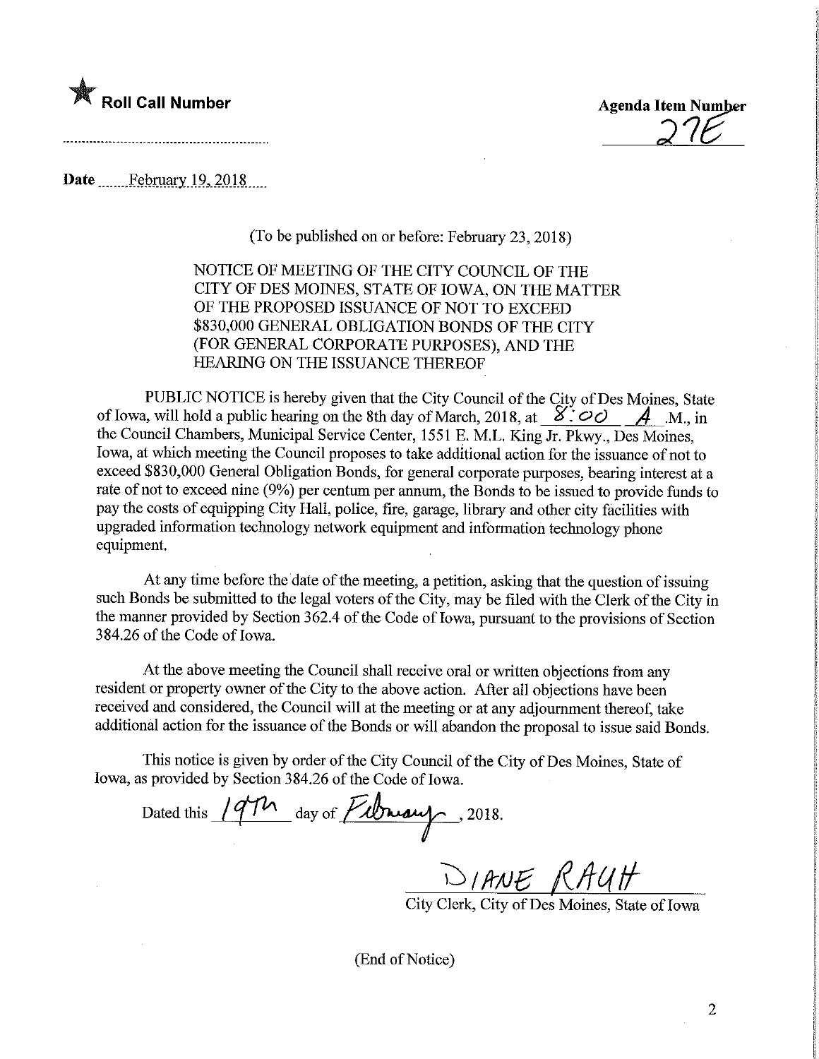★ **Roll Call Number** ........................................................

**Agenda Item Number** 27E

**Date** February 19, 2018

(To be published on or before: February 23, 2018)

NOTICE OF MEETING OF THE CITY COUNCIL OF THE CITY OF DES MOINES, STATE OF IOWA, ON THE MATTER OF THE PROPOSED ISSUANCE OF NOT TO EXCEED $830,000 GENERAL OBLIGATION BONDS OF THE CITY (FOR GENERAL CORPORATE PURPOSES), AND THE HEARING ON THE ISSUANCE THEREOF

PUBLIC NOTICE is hereby given that the City Council of the City of Des Moines, State of Iowa, will hold a public hearing on the 8th day of March, 2018, at 8:00 A.M., in the Council Chambers, Municipal Service Center, 1551 E. M.L. King Jr. Pkwy., Des Moines, Iowa, at which meeting the Council proposes to take additional action for the issuance of not to exceed $830,000 General Obligation Bonds, for general corporate purposes, bearing interest at a rate of not to exceed nine (9%) per centum per annum, the Bonds to be issued to provide funds to pay the costs of equipping City Hall, police, fire, garage, library and other city facilities with upgraded information technology network equipment and information technology phone equipment.

At any time before the date of the meeting, a petition, asking that the question of issuing such Bonds be submitted to the legal voters of the City, may be filed with the Clerk of the City in the manner provided by Section 362.4 of the Code of Iowa, pursuant to the provisions of Section 384.26 of the Code of Iowa.

At the above meeting the Council shall receive oral or written objections from any resident or property owner of the City to the above action. After all objections have been received and considered, the Council will at the meeting or at any adjournment thereof, take additional action for the issuance of the Bonds or will abandon the proposal to issue said Bonds.

This notice is given by order of the City Council of the City of Des Moines, State of Iowa, as provided by Section 384.26 of the Code of Iowa.

Dated this 19th day of February, 2018.

DIANE RAUH
City Clerk, City of Des Moines, State of Iowa

(End of Notice)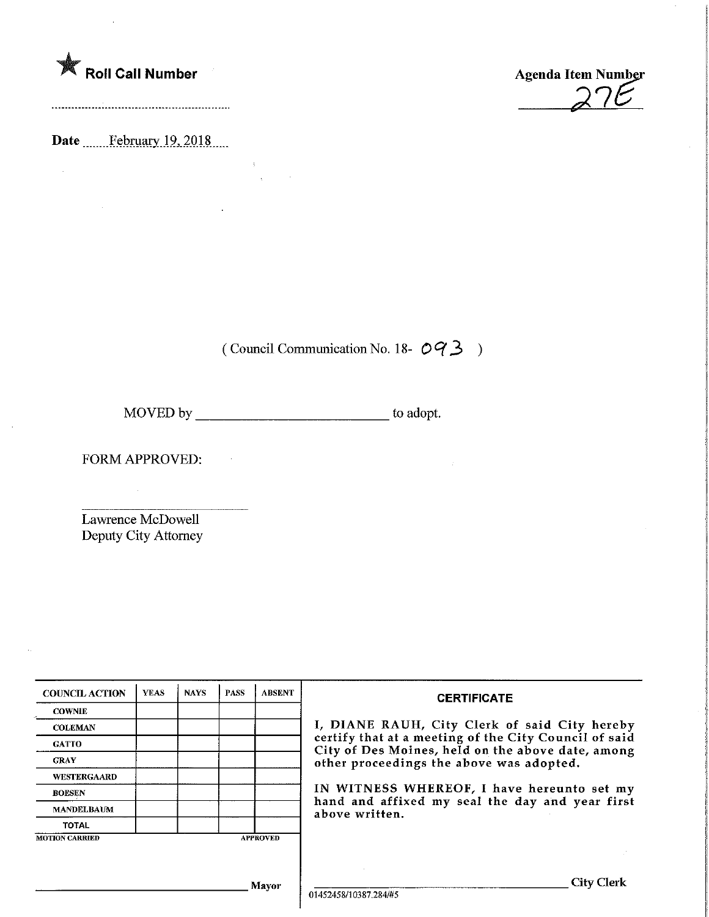★ **Roll Call Number**

..............................................................

**Agenda Item Number**

27E

**Date** February 19, 2018

( Council Communication No. 18- 093 )

MOVED by ____________________________ to adopt.

FORM APPROVED:

____________________________

Lawrence McDowell
Deputy City Attorney

| COUNCIL ACTION | YEAS | NAYS | PASS | ABSENT |
|---|---|---|---|---|
| COWNIE | | | | |
| COLEMAN | | | | |
| GATTO | | | | |
| GRAY | | | | |
| WESTERGAARD | | | | |
| BOESEN | | | | |
| MANDELBAUM | | | | |
| TOTAL | | | | |

MOTION CARRIED APPROVED

______________________________ Mayor

**CERTIFICATE**

I, DIANE RAUH, City Clerk of said City hereby certify that at a meeting of the City Council of said City of Des Moines, held on the above date, among other proceedings the above was adopted.

IN WITNESS WHEREOF, I have hereunto set my hand and affixed my seal the day and year first above written.

______________________________ City Clerk

01452458/10387.284/#5